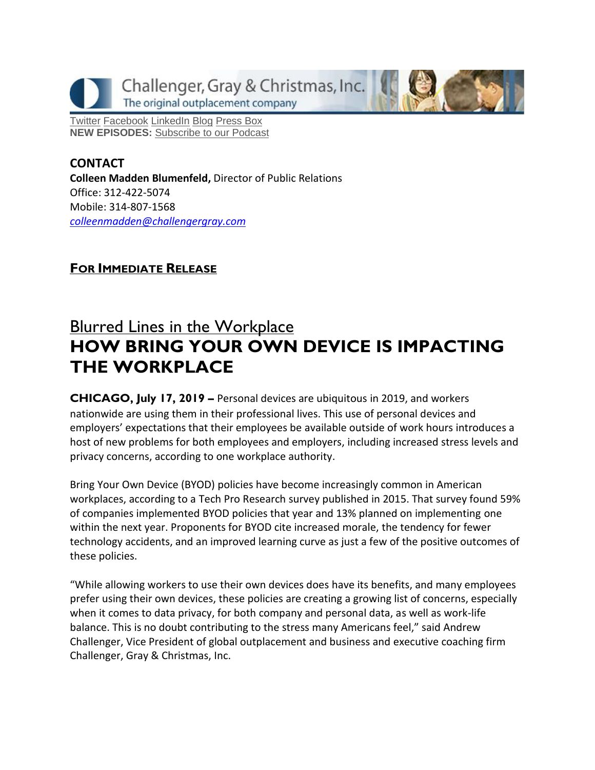Challenger, Gray & Christmas, Inc.
The original outplacement company

Twitter Facebook LinkedIn Blog Press Box
**NEW EPISODES:** Subscribe to our Podcast

**CONTACT**
**Colleen Madden Blumenfeld,** Director of Public Relations
Office: 312-422-5074
Mobile: 314-807-1568
*colleenmadden@challengergray.com*

**FOR IMMEDIATE RELEASE**

## Blurred Lines in the Workplace
# HOW BRING YOUR OWN DEVICE IS IMPACTING THE WORKPLACE

**CHICAGO, July 17, 2019 –** Personal devices are ubiquitous in 2019, and workers nationwide are using them in their professional lives. This use of personal devices and employers' expectations that their employees be available outside of work hours introduces a host of new problems for both employees and employers, including increased stress levels and privacy concerns, according to one workplace authority.

Bring Your Own Device (BYOD) policies have become increasingly common in American workplaces, according to a Tech Pro Research survey published in 2015. That survey found 59% of companies implemented BYOD policies that year and 13% planned on implementing one within the next year. Proponents for BYOD cite increased morale, the tendency for fewer technology accidents, and an improved learning curve as just a few of the positive outcomes of these policies.

"While allowing workers to use their own devices does have its benefits, and many employees prefer using their own devices, these policies are creating a growing list of concerns, especially when it comes to data privacy, for both company and personal data, as well as work-life balance. This is no doubt contributing to the stress many Americans feel," said Andrew Challenger, Vice President of global outplacement and business and executive coaching firm Challenger, Gray & Christmas, Inc.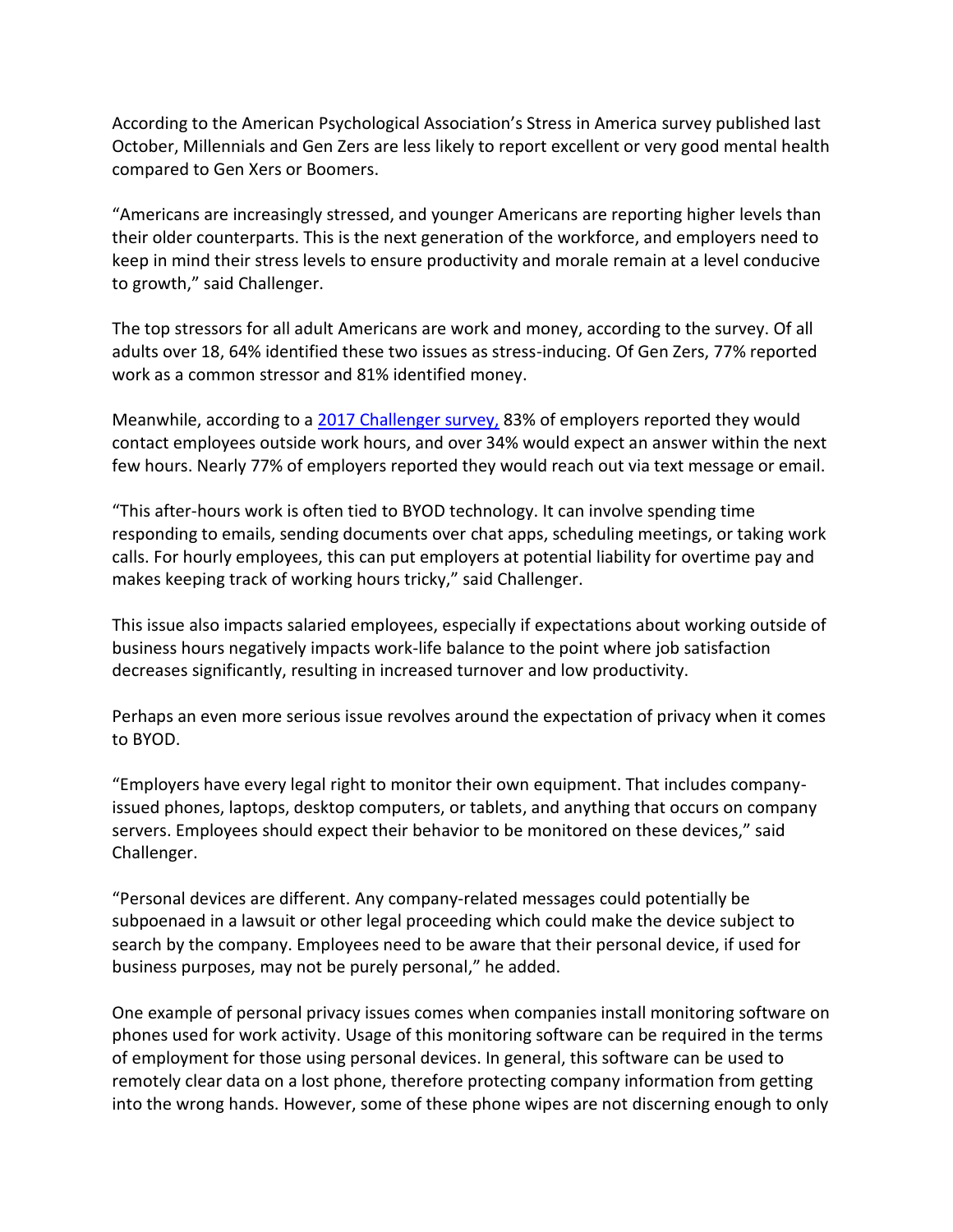According to the American Psychological Association's Stress in America survey published last October, Millennials and Gen Zers are less likely to report excellent or very good mental health compared to Gen Xers or Boomers.

"Americans are increasingly stressed, and younger Americans are reporting higher levels than their older counterparts. This is the next generation of the workforce, and employers need to keep in mind their stress levels to ensure productivity and morale remain at a level conducive to growth," said Challenger.

The top stressors for all adult Americans are work and money, according to the survey. Of all adults over 18, 64% identified these two issues as stress-inducing. Of Gen Zers, 77% reported work as a common stressor and 81% identified money.

Meanwhile, according to a [2017 Challenger survey,](#) 83% of employers reported they would contact employees outside work hours, and over 34% would expect an answer within the next few hours. Nearly 77% of employers reported they would reach out via text message or email.

"This after-hours work is often tied to BYOD technology. It can involve spending time responding to emails, sending documents over chat apps, scheduling meetings, or taking work calls. For hourly employees, this can put employers at potential liability for overtime pay and makes keeping track of working hours tricky," said Challenger.

This issue also impacts salaried employees, especially if expectations about working outside of business hours negatively impacts work-life balance to the point where job satisfaction decreases significantly, resulting in increased turnover and low productivity.

Perhaps an even more serious issue revolves around the expectation of privacy when it comes to BYOD.

"Employers have every legal right to monitor their own equipment. That includes company-issued phones, laptops, desktop computers, or tablets, and anything that occurs on company servers. Employees should expect their behavior to be monitored on these devices," said Challenger.

"Personal devices are different. Any company-related messages could potentially be subpoenaed in a lawsuit or other legal proceeding which could make the device subject to search by the company. Employees need to be aware that their personal device, if used for business purposes, may not be purely personal," he added.

One example of personal privacy issues comes when companies install monitoring software on phones used for work activity. Usage of this monitoring software can be required in the terms of employment for those using personal devices. In general, this software can be used to remotely clear data on a lost phone, therefore protecting company information from getting into the wrong hands. However, some of these phone wipes are not discerning enough to only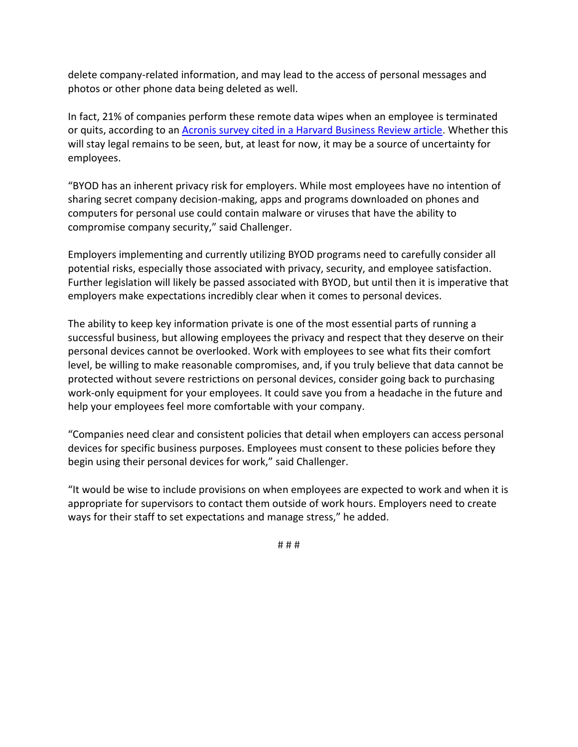delete company-related information, and may lead to the access of personal messages and photos or other phone data being deleted as well.

In fact, 21% of companies perform these remote data wipes when an employee is terminated or quits, according to an Acronis survey cited in a Harvard Business Review article. Whether this will stay legal remains to be seen, but, at least for now, it may be a source of uncertainty for employees.

"BYOD has an inherent privacy risk for employers. While most employees have no intention of sharing secret company decision-making, apps and programs downloaded on phones and computers for personal use could contain malware or viruses that have the ability to compromise company security," said Challenger.

Employers implementing and currently utilizing BYOD programs need to carefully consider all potential risks, especially those associated with privacy, security, and employee satisfaction. Further legislation will likely be passed associated with BYOD, but until then it is imperative that employers make expectations incredibly clear when it comes to personal devices.

The ability to keep key information private is one of the most essential parts of running a successful business, but allowing employees the privacy and respect that they deserve on their personal devices cannot be overlooked. Work with employees to see what fits their comfort level, be willing to make reasonable compromises, and, if you truly believe that data cannot be protected without severe restrictions on personal devices, consider going back to purchasing work-only equipment for your employees. It could save you from a headache in the future and help your employees feel more comfortable with your company.

"Companies need clear and consistent policies that detail when employers can access personal devices for specific business purposes. Employees must consent to these policies before they begin using their personal devices for work," said Challenger.

"It would be wise to include provisions on when employees are expected to work and when it is appropriate for supervisors to contact them outside of work hours. Employers need to create ways for their staff to set expectations and manage stress," he added.

# # #